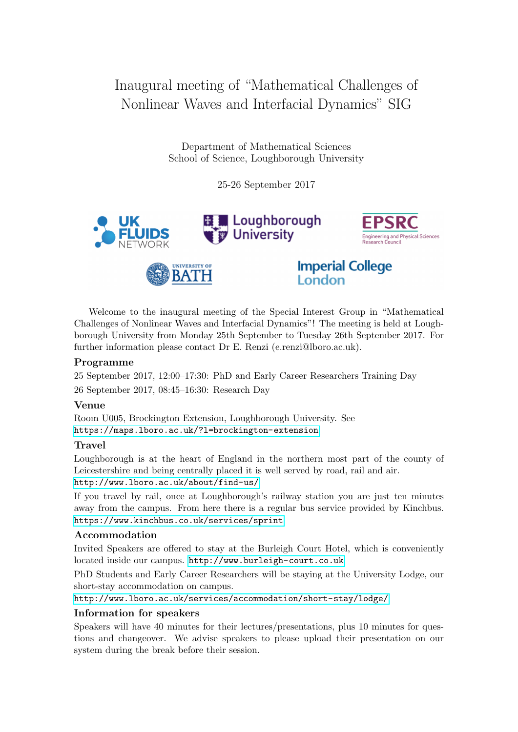# Inaugural meeting of "Mathematical Challenges of Nonlinear Waves and Interfacial Dynamics" SIG

Department of Mathematical Sciences
School of Science, Loughborough University

25-26 September 2017

Welcome to the inaugural meeting of the Special Interest Group in "Mathematical Challenges of Nonlinear Waves and Interfacial Dynamics"! The meeting is held at Loughborough University from Monday 25th September to Tuesday 26th September 2017. For further information please contact Dr E. Renzi (e.renzi@lboro.ac.uk).

### Programme

25 September 2017, 12:00–17:30: PhD and Early Career Researchers Training Day

26 September 2017, 08:45–16:30: Research Day

### Venue

Room U005, Brockington Extension, Loughborough University. See
https://maps.lboro.ac.uk/?l=brockington-extension

### Travel

Loughborough is at the heart of England in the northern most part of the county of Leicestershire and being centrally placed it is well served by road, rail and air.
http://www.lboro.ac.uk/about/find-us/

If you travel by rail, once at Loughborough's railway station you are just ten minutes away from the campus. From here there is a regular bus service provided by Kinchbus.
https://www.kinchbus.co.uk/services/sprint

### Accommodation

Invited Speakers are offered to stay at the Burleigh Court Hotel, which is conveniently located inside our campus. http://www.burleigh-court.co.uk

PhD Students and Early Career Researchers will be staying at the University Lodge, our short-stay accommodation on campus.
http://www.lboro.ac.uk/services/accommodation/short-stay/lodge/

### Information for speakers

Speakers will have 40 minutes for their lectures/presentations, plus 10 minutes for questions and changeover. We advise speakers to please upload their presentation on our system during the break before their session.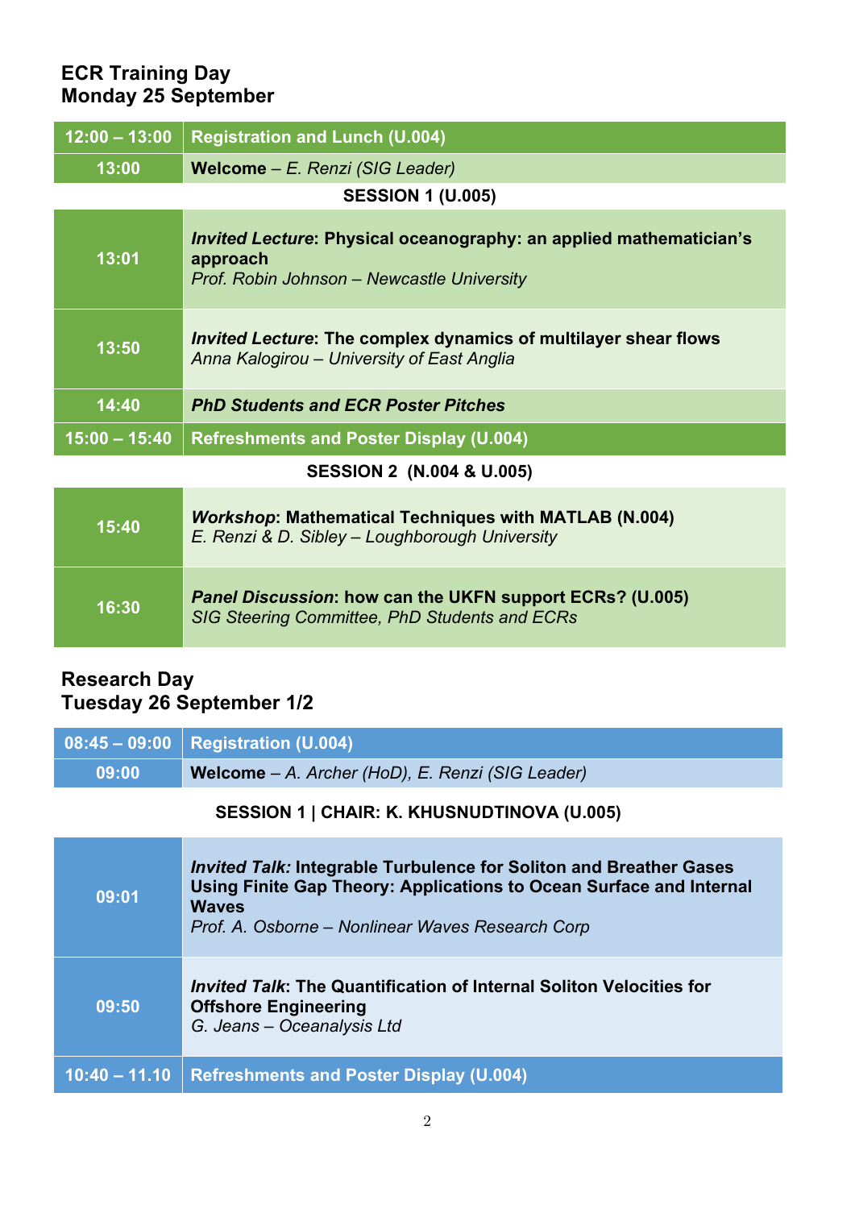## ECR Training Day
## Monday 25 September

| Time | Event |
|---|---|
| 12:00 – 13:00 | **Registration and Lunch (U.004)** |
| 13:00 | **Welcome** – *E. Renzi (SIG Leader)* |
| | **SESSION 1 (U.005)** |
| 13:01 | ***Invited Lecture*: Physical oceanography: an applied mathematician's approach** *Prof. Robin Johnson – Newcastle University* |
| 13:50 | ***Invited Lecture*: The complex dynamics of multilayer shear flows** *Anna Kalogirou – University of East Anglia* |
| 14:40 | ***PhD Students and ECR Poster Pitches*** |
| 15:00 – 15:40 | **Refreshments and Poster Display (U.004)** |
| | **SESSION 2 (N.004 & U.005)** |
| 15:40 | ***Workshop*: Mathematical Techniques with MATLAB (N.004)** *E. Renzi & D. Sibley – Loughborough University* |
| 16:30 | ***Panel Discussion*: how can the UKFN support ECRs? (U.005)** *SIG Steering Committee, PhD Students and ECRs* |

## Research Day
## Tuesday 26 September 1/2

| Time | Event |
|---|---|
| 08:45 – 09:00 | **Registration (U.004)** |
| 09:00 | **Welcome** – *A. Archer (HoD), E. Renzi (SIG Leader)* |
| | **SESSION 1 \| CHAIR: K. KHUSNUDTINOVA (U.005)** |
| 09:01 | ***Invited Talk:* Integrable Turbulence for Soliton and Breather Gases Using Finite Gap Theory: Applications to Ocean Surface and Internal Waves** *Prof. A. Osborne – Nonlinear Waves Research Corp* |
| 09:50 | ***Invited Talk*: The Quantification of Internal Soliton Velocities for Offshore Engineering** *G. Jeans – Oceanalysis Ltd* |
| 10:40 – 11.10 | **Refreshments and Poster Display (U.004)** |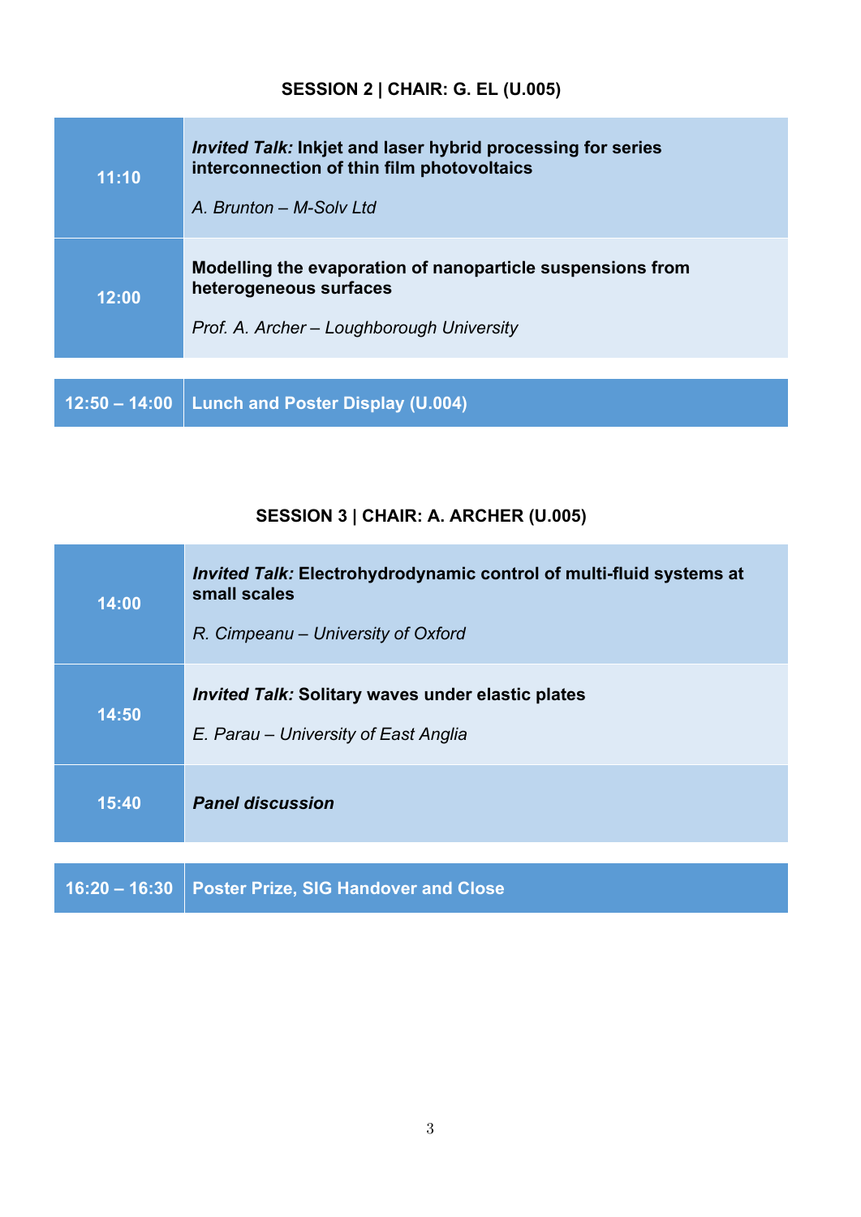### SESSION 2 | CHAIR: G. EL (U.005)

| | |
|---|---|
| 11:10 | ***Invited Talk:*** **Inkjet and laser hybrid processing for series interconnection of thin film photovoltaics**<br><br>*A. Brunton – M-Solv Ltd* |
| 12:00 | **Modelling the evaporation of nanoparticle suspensions from heterogeneous surfaces**<br><br>*Prof. A. Archer – Loughborough University* |

| | |
|---|---|
| **12:50 – 14:00** | **Lunch and Poster Display (U.004)** |

### SESSION 3 | CHAIR: A. ARCHER (U.005)

| | |
|---|---|
| 14:00 | ***Invited Talk:*** **Electrohydrodynamic control of multi-fluid systems at small scales**<br><br>*R. Cimpeanu – University of Oxford* |
| 14:50 | ***Invited Talk:*** **Solitary waves under elastic plates**<br><br>*E. Parau – University of East Anglia* |
| 15:40 | ***Panel discussion*** |

| | |
|---|---|
| **16:20 – 16:30** | **Poster Prize, SIG Handover and Close** |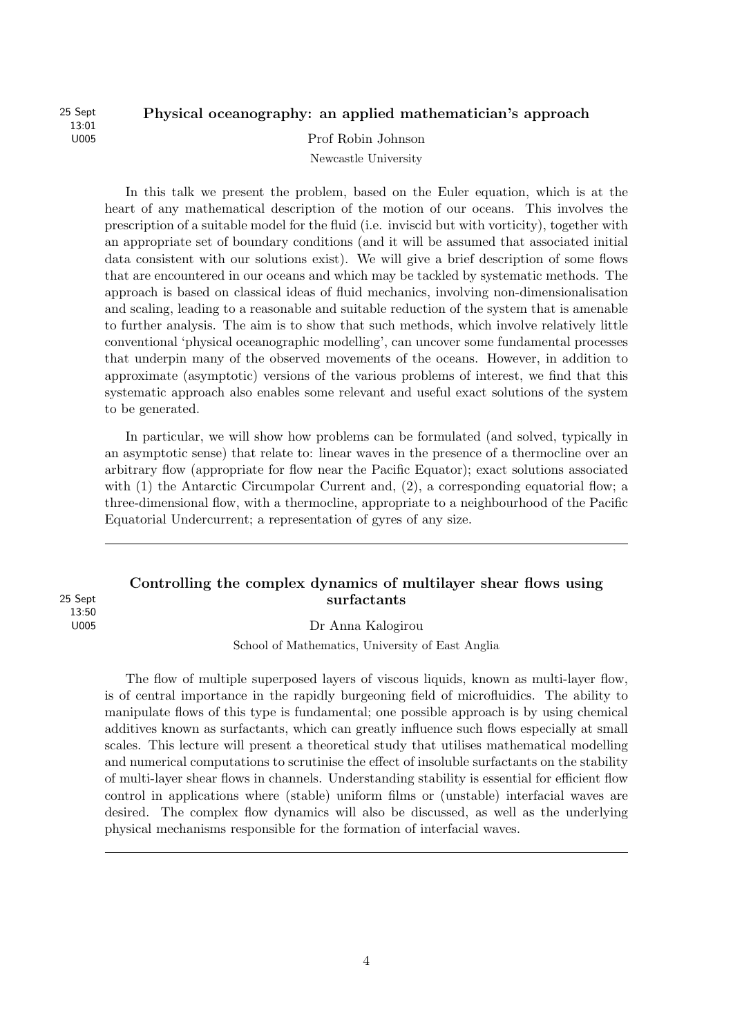25 Sept
13:01
U005

### Physical oceanography: an applied mathematician's approach

Prof Robin Johnson

Newcastle University

In this talk we present the problem, based on the Euler equation, which is at the heart of any mathematical description of the motion of our oceans. This involves the prescription of a suitable model for the fluid (i.e. inviscid but with vorticity), together with an appropriate set of boundary conditions (and it will be assumed that associated initial data consistent with our solutions exist). We will give a brief description of some flows that are encountered in our oceans and which may be tackled by systematic methods. The approach is based on classical ideas of fluid mechanics, involving non-dimensionalisation and scaling, leading to a reasonable and suitable reduction of the system that is amenable to further analysis. The aim is to show that such methods, which involve relatively little conventional 'physical oceanographic modelling', can uncover some fundamental processes that underpin many of the observed movements of the oceans. However, in addition to approximate (asymptotic) versions of the various problems of interest, we find that this systematic approach also enables some relevant and useful exact solutions of the system to be generated.

In particular, we will show how problems can be formulated (and solved, typically in an asymptotic sense) that relate to: linear waves in the presence of a thermocline over an arbitrary flow (appropriate for flow near the Pacific Equator); exact solutions associated with (1) the Antarctic Circumpolar Current and, (2), a corresponding equatorial flow; a three-dimensional flow, with a thermocline, appropriate to a neighbourhood of the Pacific Equatorial Undercurrent; a representation of gyres of any size.

---

25 Sept
13:50
U005

### Controlling the complex dynamics of multilayer shear flows using surfactants

Dr Anna Kalogirou

School of Mathematics, University of East Anglia

The flow of multiple superposed layers of viscous liquids, known as multi-layer flow, is of central importance in the rapidly burgeoning field of microfluidics. The ability to manipulate flows of this type is fundamental; one possible approach is by using chemical additives known as surfactants, which can greatly influence such flows especially at small scales. This lecture will present a theoretical study that utilises mathematical modelling and numerical computations to scrutinise the effect of insoluble surfactants on the stability of multi-layer shear flows in channels. Understanding stability is essential for efficient flow control in applications where (stable) uniform films or (unstable) interfacial waves are desired. The complex flow dynamics will also be discussed, as well as the underlying physical mechanisms responsible for the formation of interfacial waves.

---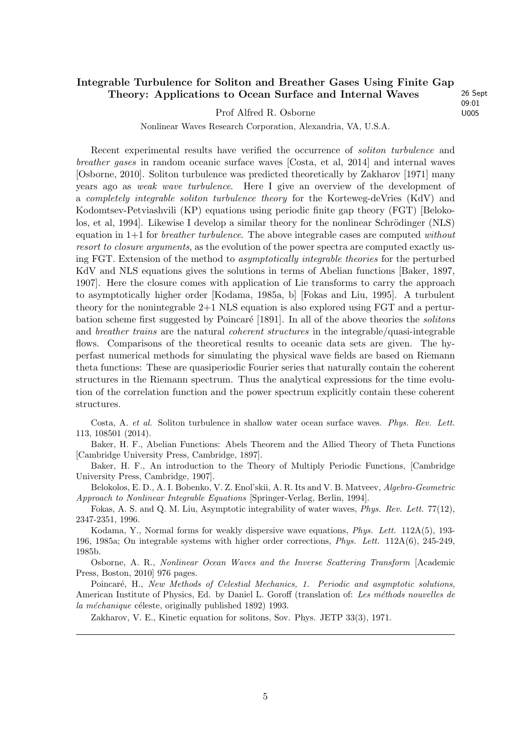## Integrable Turbulence for Soliton and Breather Gases Using Finite Gap Theory: Applications to Ocean Surface and Internal Waves

26 Sept 09:01 U005

Prof Alfred R. Osborne

Nonlinear Waves Research Corporation, Alexandria, VA, U.S.A.

Recent experimental results have verified the occurrence of *soliton turbulence* and *breather gases* in random oceanic surface waves [Costa, et al, 2014] and internal waves [Osborne, 2010]. Soliton turbulence was predicted theoretically by Zakharov [1971] many years ago as *weak wave turbulence*. Here I give an overview of the development of a *completely integrable soliton turbulence theory* for the Korteweg-deVries (KdV) and Kodomtsev-Petviashvili (KP) equations using periodic finite gap theory (FGT) [Belokolos, et al, 1994]. Likewise I develop a similar theory for the nonlinear Schrödinger (NLS) equation in 1+1 for *breather turbulence*. The above integrable cases are computed *without resort to closure arguments*, as the evolution of the power spectra are computed exactly using FGT. Extension of the method to *asymptotically integrable theories* for the perturbed KdV and NLS equations gives the solutions in terms of Abelian functions [Baker, 1897, 1907]. Here the closure comes with application of Lie transforms to carry the approach to asymptotically higher order [Kodama, 1985a, b] [Fokas and Liu, 1995]. A turbulent theory for the nonintegrable 2+1 NLS equation is also explored using FGT and a perturbation scheme first suggested by Poincaré [1891]. In all of the above theories the *solitons* and *breather trains* are the natural *coherent structures* in the integrable/quasi-integrable flows. Comparisons of the theoretical results to oceanic data sets are given. The hyperfast numerical methods for simulating the physical wave fields are based on Riemann theta functions: These are quasiperiodic Fourier series that naturally contain the coherent structures in the Riemann spectrum. Thus the analytical expressions for the time evolution of the correlation function and the power spectrum explicitly contain these coherent structures.

Costa, A. *et al.* Soliton turbulence in shallow water ocean surface waves. *Phys. Rev. Lett.* 113, 108501 (2014).

Baker, H. F., Abelian Functions: Abels Theorem and the Allied Theory of Theta Functions [Cambridge University Press, Cambridge, 1897].

Baker, H. F., An introduction to the Theory of Multiply Periodic Functions, [Cambridge University Press, Cambridge, 1907].

Belokolos, E. D., A. I. Bobenko, V. Z. Enol'skii, A. R. Its and V. B. Matveev, *Algebro-Geometric Approach to Nonlinear Integrable Equations* [Springer-Verlag, Berlin, 1994].

Fokas, A. S. and Q. M. Liu, Asymptotic integrability of water waves, *Phys. Rev. Lett.* 77(12), 2347-2351, 1996.

Kodama, Y., Normal forms for weakly dispersive wave equations, *Phys. Lett.* 112A(5), 193-196, 1985a; On integrable systems with higher order corrections, *Phys. Lett.* 112A(6), 245-249, 1985b.

Osborne, A. R., *Nonlinear Ocean Waves and the Inverse Scattering Transform* [Academic Press, Boston, 2010] 976 pages.

Poincaré, H., *New Methods of Celestial Mechanics, 1. Periodic and asymptotic solutions*, American Institute of Physics, Ed. by Daniel L. Goroff (translation of: *Les méthods nouvelles de la méchanique* céleste, originally published 1892) 1993.

Zakharov, V. E., Kinetic equation for solitons, Sov. Phys. JETP 33(3), 1971.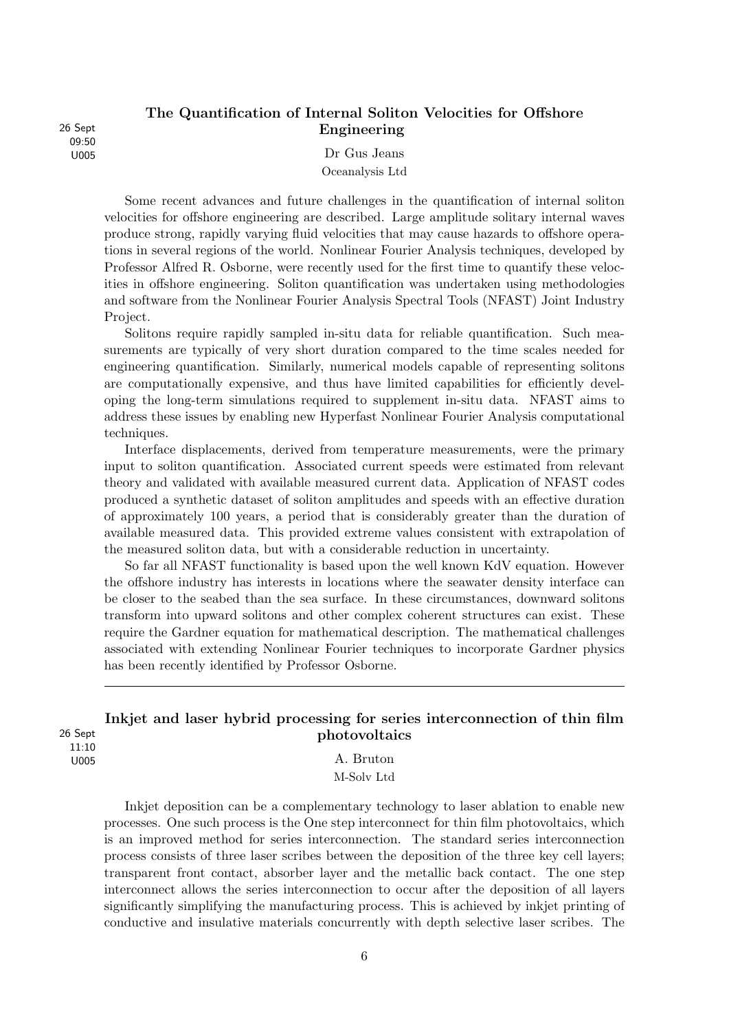26 Sept
09:50
U005

## The Quantification of Internal Soliton Velocities for Offshore Engineering

Dr Gus Jeans

Oceanalysis Ltd

Some recent advances and future challenges in the quantification of internal soliton velocities for offshore engineering are described. Large amplitude solitary internal waves produce strong, rapidly varying fluid velocities that may cause hazards to offshore operations in several regions of the world. Nonlinear Fourier Analysis techniques, developed by Professor Alfred R. Osborne, were recently used for the first time to quantify these velocities in offshore engineering. Soliton quantification was undertaken using methodologies and software from the Nonlinear Fourier Analysis Spectral Tools (NFAST) Joint Industry Project.

Solitons require rapidly sampled in-situ data for reliable quantification. Such measurements are typically of very short duration compared to the time scales needed for engineering quantification. Similarly, numerical models capable of representing solitons are computationally expensive, and thus have limited capabilities for efficiently developing the long-term simulations required to supplement in-situ data. NFAST aims to address these issues by enabling new Hyperfast Nonlinear Fourier Analysis computational techniques.

Interface displacements, derived from temperature measurements, were the primary input to soliton quantification. Associated current speeds were estimated from relevant theory and validated with available measured current data. Application of NFAST codes produced a synthetic dataset of soliton amplitudes and speeds with an effective duration of approximately 100 years, a period that is considerably greater than the duration of available measured data. This provided extreme values consistent with extrapolation of the measured soliton data, but with a considerable reduction in uncertainty.

So far all NFAST functionality is based upon the well known KdV equation. However the offshore industry has interests in locations where the seawater density interface can be closer to the seabed than the sea surface. In these circumstances, downward solitons transform into upward solitons and other complex coherent structures can exist. These require the Gardner equation for mathematical description. The mathematical challenges associated with extending Nonlinear Fourier techniques to incorporate Gardner physics has been recently identified by Professor Osborne.

---

26 Sept
11:10
U005

## Inkjet and laser hybrid processing for series interconnection of thin film photovoltaics

A. Bruton

M-Solv Ltd

Inkjet deposition can be a complementary technology to laser ablation to enable new processes. One such process is the One step interconnect for thin film photovoltaics, which is an improved method for series interconnection. The standard series interconnection process consists of three laser scribes between the deposition of the three key cell layers; transparent front contact, absorber layer and the metallic back contact. The one step interconnect allows the series interconnection to occur after the deposition of all layers significantly simplifying the manufacturing process. This is achieved by inkjet printing of conductive and insulative materials concurrently with depth selective laser scribes. The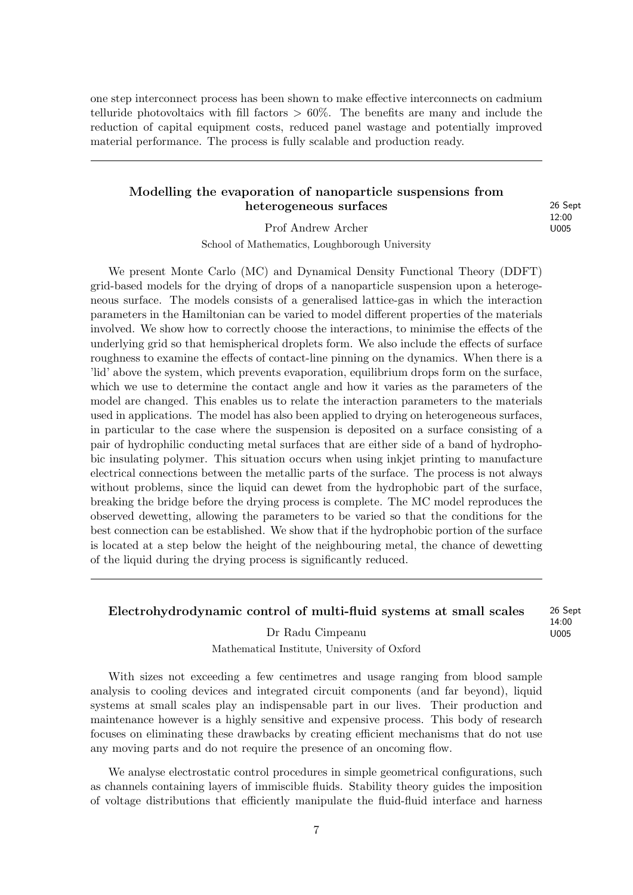one step interconnect process has been shown to make effective interconnects on cadmium telluride photovoltaics with fill factors $> 60\%$. The benefits are many and include the reduction of capital equipment costs, reduced panel wastage and potentially improved material performance. The process is fully scalable and production ready.

---

### Modelling the evaporation of nanoparticle suspensions from heterogeneous surfaces

26 Sept
12:00
U005

Prof Andrew Archer

School of Mathematics, Loughborough University

We present Monte Carlo (MC) and Dynamical Density Functional Theory (DDFT) grid-based models for the drying of drops of a nanoparticle suspension upon a heterogeneous surface. The models consists of a generalised lattice-gas in which the interaction parameters in the Hamiltonian can be varied to model different properties of the materials involved. We show how to correctly choose the interactions, to minimise the effects of the underlying grid so that hemispherical droplets form. We also include the effects of surface roughness to examine the effects of contact-line pinning on the dynamics. When there is a 'lid' above the system, which prevents evaporation, equilibrium drops form on the surface, which we use to determine the contact angle and how it varies as the parameters of the model are changed. This enables us to relate the interaction parameters to the materials used in applications. The model has also been applied to drying on heterogeneous surfaces, in particular to the case where the suspension is deposited on a surface consisting of a pair of hydrophilic conducting metal surfaces that are either side of a band of hydrophobic insulating polymer. This situation occurs when using inkjet printing to manufacture electrical connections between the metallic parts of the surface. The process is not always without problems, since the liquid can dewet from the hydrophobic part of the surface, breaking the bridge before the drying process is complete. The MC model reproduces the observed dewetting, allowing the parameters to be varied so that the conditions for the best connection can be established. We show that if the hydrophobic portion of the surface is located at a step below the height of the neighbouring metal, the chance of dewetting of the liquid during the drying process is significantly reduced.

---

### Electrohydrodynamic control of multi-fluid systems at small scales

26 Sept
14:00
U005

Dr Radu Cimpeanu

Mathematical Institute, University of Oxford

With sizes not exceeding a few centimetres and usage ranging from blood sample analysis to cooling devices and integrated circuit components (and far beyond), liquid systems at small scales play an indispensable part in our lives. Their production and maintenance however is a highly sensitive and expensive process. This body of research focuses on eliminating these drawbacks by creating efficient mechanisms that do not use any moving parts and do not require the presence of an oncoming flow.

We analyse electrostatic control procedures in simple geometrical configurations, such as channels containing layers of immiscible fluids. Stability theory guides the imposition of voltage distributions that efficiently manipulate the fluid-fluid interface and harness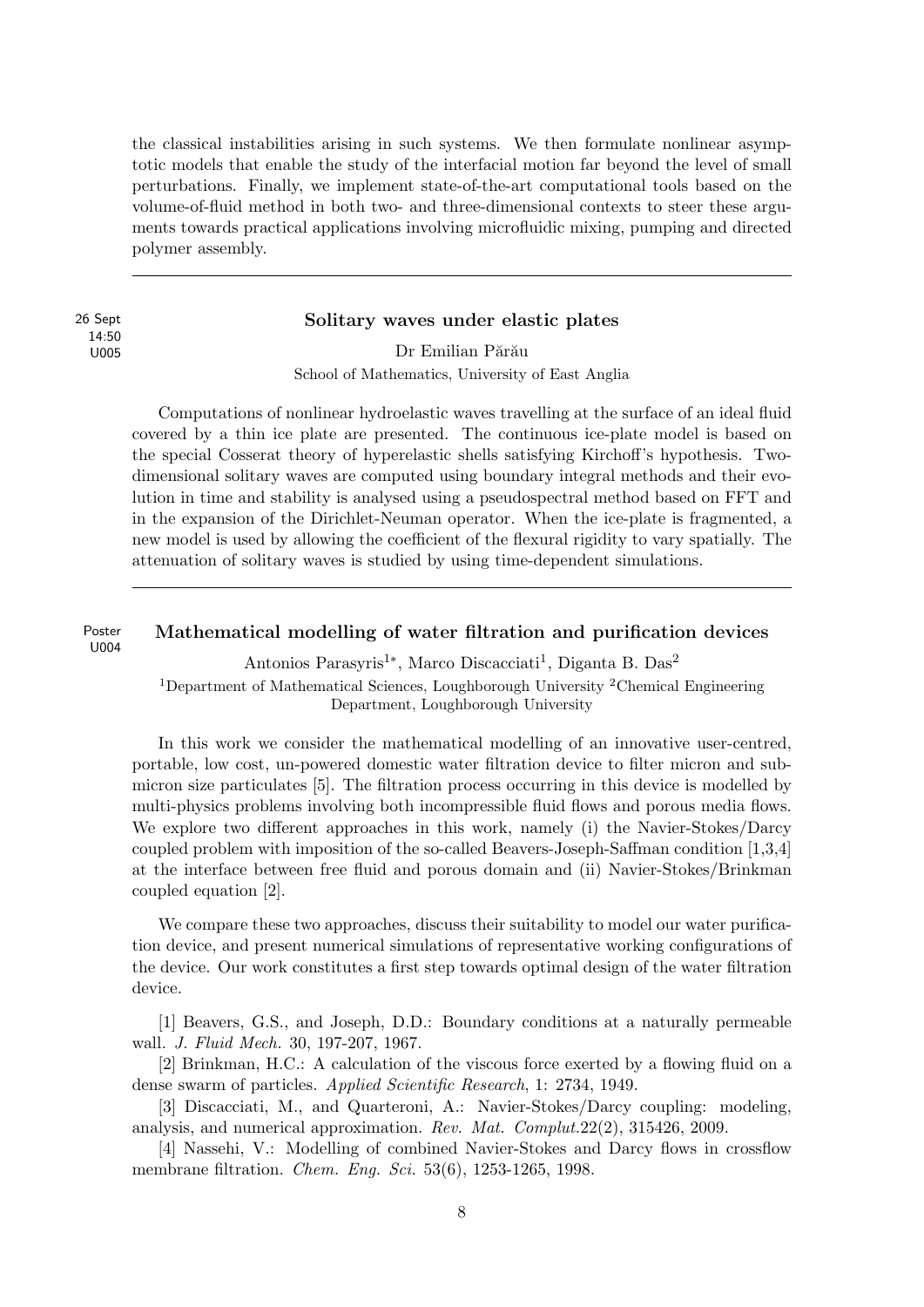the classical instabilities arising in such systems. We then formulate nonlinear asymptotic models that enable the study of the interfacial motion far beyond the level of small perturbations. Finally, we implement state-of-the-art computational tools based on the volume-of-fluid method in both two- and three-dimensional contexts to steer these arguments towards practical applications involving microfluidic mixing, pumping and directed polymer assembly.

---

26 Sept
14:50
U005

### Solitary waves under elastic plates

Dr Emilian Părău

School of Mathematics, University of East Anglia

Computations of nonlinear hydroelastic waves travelling at the surface of an ideal fluid covered by a thin ice plate are presented. The continuous ice-plate model is based on the special Cosserat theory of hyperelastic shells satisfying Kirchoff's hypothesis. Two-dimensional solitary waves are computed using boundary integral methods and their evolution in time and stability is analysed using a pseudospectral method based on FFT and in the expansion of the Dirichlet-Neuman operator. When the ice-plate is fragmented, a new model is used by allowing the coefficient of the flexural rigidity to vary spatially. The attenuation of solitary waves is studied by using time-dependent simulations.

---

Poster
U004

### Mathematical modelling of water filtration and purification devices

Antonios Parasyris[1*], Marco Discacciati[1], Diganta B. Das[2]

[1]Department of Mathematical Sciences, Loughborough University [2]Chemical Engineering Department, Loughborough University

In this work we consider the mathematical modelling of an innovative user-centred, portable, low cost, un-powered domestic water filtration device to filter micron and sub-micron size particulates [5]. The filtration process occurring in this device is modelled by multi-physics problems involving both incompressible fluid flows and porous media flows. We explore two different approaches in this work, namely (i) the Navier-Stokes/Darcy coupled problem with imposition of the so-called Beavers-Joseph-Saffman condition [1,3,4] at the interface between free fluid and porous domain and (ii) Navier-Stokes/Brinkman coupled equation [2].

We compare these two approaches, discuss their suitability to model our water purification device, and present numerical simulations of representative working configurations of the device. Our work constitutes a first step towards optimal design of the water filtration device.

[1] Beavers, G.S., and Joseph, D.D.: Boundary conditions at a naturally permeable wall. *J. Fluid Mech.* 30, 197-207, 1967.

[2] Brinkman, H.C.: A calculation of the viscous force exerted by a flowing fluid on a dense swarm of particles. *Applied Scientific Research*, 1: 2734, 1949.

[3] Discacciati, M., and Quarteroni, A.: Navier-Stokes/Darcy coupling: modeling, analysis, and numerical approximation. *Rev. Mat. Complut.*22(2), 315426, 2009.

[4] Nassehi, V.: Modelling of combined Navier-Stokes and Darcy flows in crossflow membrane filtration. *Chem. Eng. Sci.* 53(6), 1253-1265, 1998.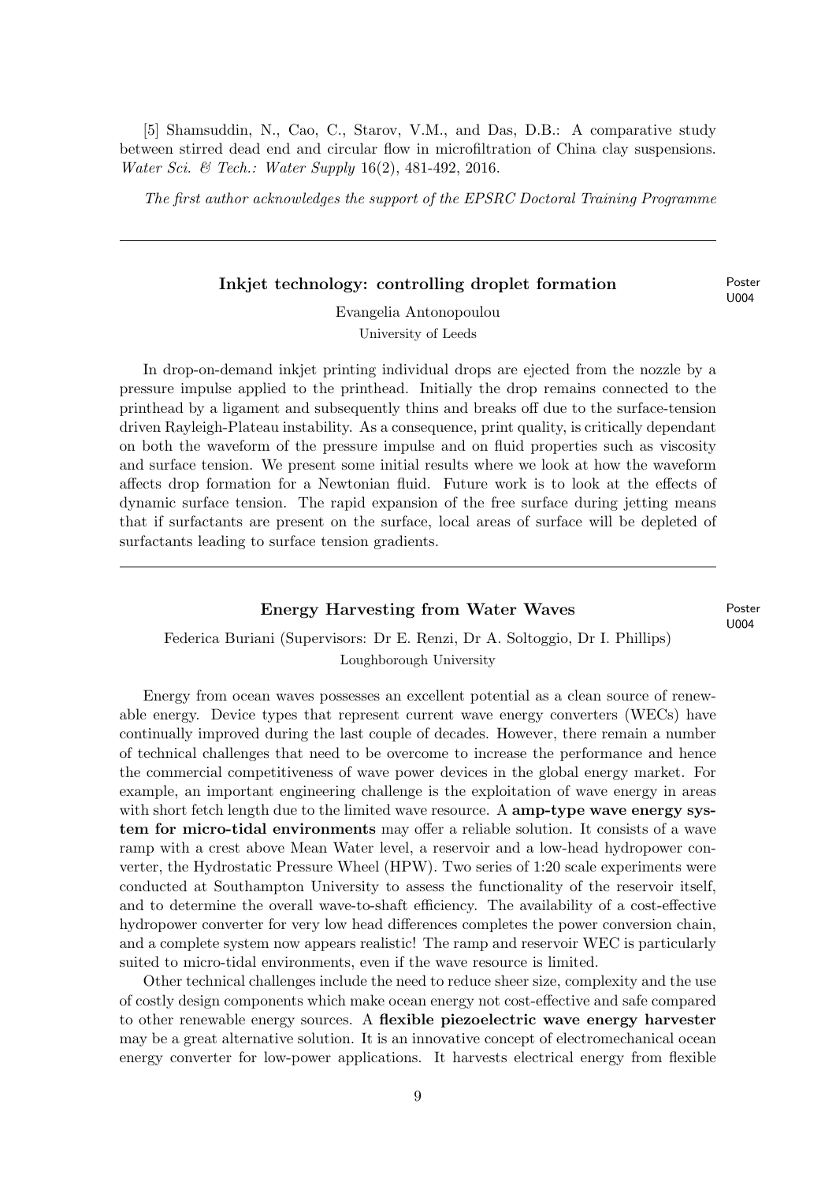[5] Shamsuddin, N., Cao, C., Starov, V.M., and Das, D.B.: A comparative study between stirred dead end and circular flow in microfiltration of China clay suspensions. *Water Sci. & Tech.: Water Supply* 16(2), 481-492, 2016.

*The first author acknowledges the support of the EPSRC Doctoral Training Programme*

---

### Inkjet technology: controlling droplet formation

Poster U004

Evangelia Antonopoulou
University of Leeds

In drop-on-demand inkjet printing individual drops are ejected from the nozzle by a pressure impulse applied to the printhead. Initially the drop remains connected to the printhead by a ligament and subsequently thins and breaks off due to the surface-tension driven Rayleigh-Plateau instability. As a consequence, print quality, is critically dependant on both the waveform of the pressure impulse and on fluid properties such as viscosity and surface tension. We present some initial results where we look at how the waveform affects drop formation for a Newtonian fluid. Future work is to look at the effects of dynamic surface tension. The rapid expansion of the free surface during jetting means that if surfactants are present on the surface, local areas of surface will be depleted of surfactants leading to surface tension gradients.

---

### Energy Harvesting from Water Waves

Poster U004

Federica Buriani (Supervisors: Dr E. Renzi, Dr A. Soltoggio, Dr I. Phillips)
Loughborough University

Energy from ocean waves possesses an excellent potential as a clean source of renewable energy. Device types that represent current wave energy converters (WECs) have continually improved during the last couple of decades. However, there remain a number of technical challenges that need to be overcome to increase the performance and hence the commercial competitiveness of wave power devices in the global energy market. For example, an important engineering challenge is the exploitation of wave energy in areas with short fetch length due to the limited wave resource. A **amp-type wave energy system for micro-tidal environments** may offer a reliable solution. It consists of a wave ramp with a crest above Mean Water level, a reservoir and a low-head hydropower converter, the Hydrostatic Pressure Wheel (HPW). Two series of 1:20 scale experiments were conducted at Southampton University to assess the functionality of the reservoir itself, and to determine the overall wave-to-shaft efficiency. The availability of a cost-effective hydropower converter for very low head differences completes the power conversion chain, and a complete system now appears realistic! The ramp and reservoir WEC is particularly suited to micro-tidal environments, even if the wave resource is limited.

Other technical challenges include the need to reduce sheer size, complexity and the use of costly design components which make ocean energy not cost-effective and safe compared to other renewable energy sources. A **flexible piezoelectric wave energy harvester** may be a great alternative solution. It is an innovative concept of electromechanical ocean energy converter for low-power applications. It harvests electrical energy from flexible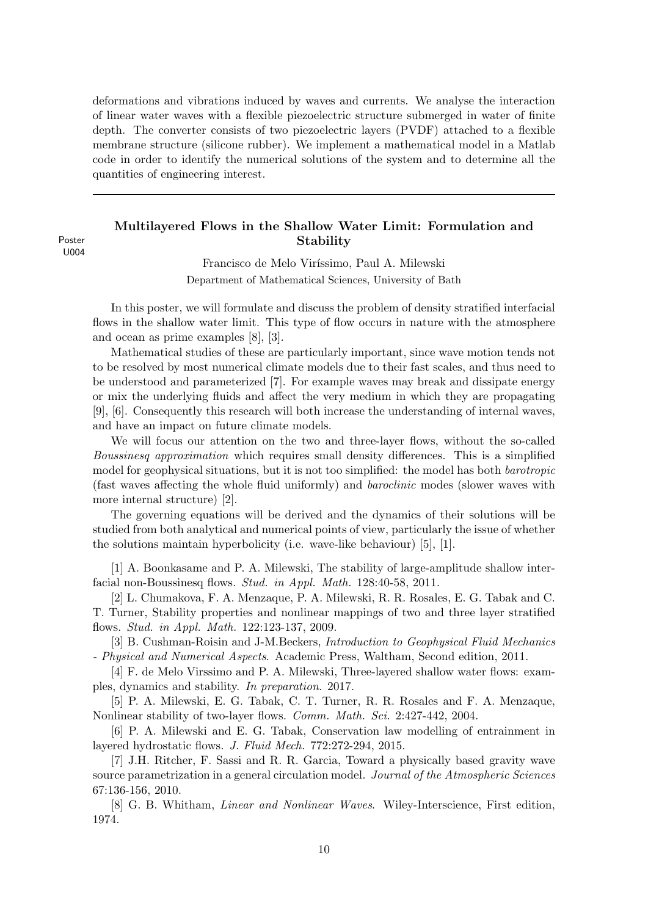deformations and vibrations induced by waves and currents. We analyse the interaction of linear water waves with a flexible piezoelectric structure submerged in water of finite depth. The converter consists of two piezoelectric layers (PVDF) attached to a flexible membrane structure (silicone rubber). We implement a mathematical model in a Matlab code in order to identify the numerical solutions of the system and to determine all the quantities of engineering interest.

---

Poster U004

## Multilayered Flows in the Shallow Water Limit: Formulation and Stability

Francisco de Melo Viríssimo, Paul A. Milewski

Department of Mathematical Sciences, University of Bath

In this poster, we will formulate and discuss the problem of density stratified interfacial flows in the shallow water limit. This type of flow occurs in nature with the atmosphere and ocean as prime examples [8], [3].

Mathematical studies of these are particularly important, since wave motion tends not to be resolved by most numerical climate models due to their fast scales, and thus need to be understood and parameterized [7]. For example waves may break and dissipate energy or mix the underlying fluids and affect the very medium in which they are propagating [9], [6]. Consequently this research will both increase the understanding of internal waves, and have an impact on future climate models.

We will focus our attention on the two and three-layer flows, without the so-called *Boussinesq approximation* which requires small density differences. This is a simplified model for geophysical situations, but it is not too simplified: the model has both *barotropic* (fast waves affecting the whole fluid uniformly) and *baroclinic* modes (slower waves with more internal structure) [2].

The governing equations will be derived and the dynamics of their solutions will be studied from both analytical and numerical points of view, particularly the issue of whether the solutions maintain hyperbolicity (i.e. wave-like behaviour) [5], [1].

[1] A. Boonkasame and P. A. Milewski, The stability of large-amplitude shallow interfacial non-Boussinesq flows. *Stud. in Appl. Math.* 128:40-58, 2011.

[2] L. Chumakova, F. A. Menzaque, P. A. Milewski, R. R. Rosales, E. G. Tabak and C. T. Turner, Stability properties and nonlinear mappings of two and three layer stratified flows. *Stud. in Appl. Math.* 122:123-137, 2009.

[3] B. Cushman-Roisin and J-M.Beckers, *Introduction to Geophysical Fluid Mechanics - Physical and Numerical Aspects*. Academic Press, Waltham, Second edition, 2011.

[4] F. de Melo Virssimo and P. A. Milewski, Three-layered shallow water flows: examples, dynamics and stability. *In preparation*. 2017.

[5] P. A. Milewski, E. G. Tabak, C. T. Turner, R. R. Rosales and F. A. Menzaque, Nonlinear stability of two-layer flows. *Comm. Math. Sci.* 2:427-442, 2004.

[6] P. A. Milewski and E. G. Tabak, Conservation law modelling of entrainment in layered hydrostatic flows. *J. Fluid Mech.* 772:272-294, 2015.

[7] J.H. Ritcher, F. Sassi and R. R. Garcia, Toward a physically based gravity wave source parametrization in a general circulation model. *Journal of the Atmospheric Sciences* 67:136-156, 2010.

[8] G. B. Whitham, *Linear and Nonlinear Waves*. Wiley-Interscience, First edition, 1974.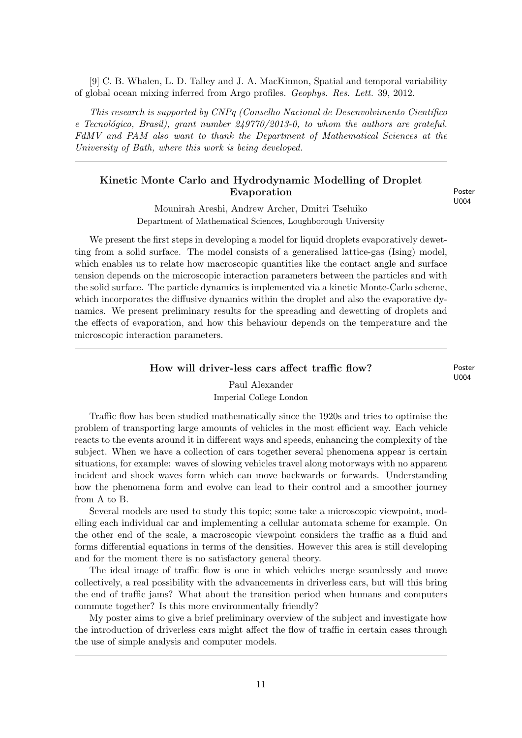[9] C. B. Whalen, L. D. Talley and J. A. MacKinnon, Spatial and temporal variability of global ocean mixing inferred from Argo profiles. *Geophys. Res. Lett.* 39, 2012.

*This research is supported by CNPq (Conselho Nacional de Desenvolvimento Científico e Tecnológico, Brasil), grant number 249770/2013-0, to whom the authors are grateful. FdMV and PAM also want to thank the Department of Mathematical Sciences at the University of Bath, where this work is being developed.*

---

### Kinetic Monte Carlo and Hydrodynamic Modelling of Droplet Evaporation

Poster U004

Mounirah Areshi, Andrew Archer, Dmitri Tseluiko
Department of Mathematical Sciences, Loughborough University

We present the first steps in developing a model for liquid droplets evaporatively dewetting from a solid surface. The model consists of a generalised lattice-gas (Ising) model, which enables us to relate how macroscopic quantities like the contact angle and surface tension depends on the microscopic interaction parameters between the particles and with the solid surface. The particle dynamics is implemented via a kinetic Monte-Carlo scheme, which incorporates the diffusive dynamics within the droplet and also the evaporative dynamics. We present preliminary results for the spreading and dewetting of droplets and the effects of evaporation, and how this behaviour depends on the temperature and the microscopic interaction parameters.

---

### How will driver-less cars affect traffic flow?

Poster U004

Paul Alexander
Imperial College London

Traffic flow has been studied mathematically since the 1920s and tries to optimise the problem of transporting large amounts of vehicles in the most efficient way. Each vehicle reacts to the events around it in different ways and speeds, enhancing the complexity of the subject. When we have a collection of cars together several phenomena appear is certain situations, for example: waves of slowing vehicles travel along motorways with no apparent incident and shock waves form which can move backwards or forwards. Understanding how the phenomena form and evolve can lead to their control and a smoother journey from A to B.

Several models are used to study this topic; some take a microscopic viewpoint, modelling each individual car and implementing a cellular automata scheme for example. On the other end of the scale, a macroscopic viewpoint considers the traffic as a fluid and forms differential equations in terms of the densities. However this area is still developing and for the moment there is no satisfactory general theory.

The ideal image of traffic flow is one in which vehicles merge seamlessly and move collectively, a real possibility with the advancements in driverless cars, but will this bring the end of traffic jams? What about the transition period when humans and computers commute together? Is this more environmentally friendly?

My poster aims to give a brief preliminary overview of the subject and investigate how the introduction of driverless cars might affect the flow of traffic in certain cases through the use of simple analysis and computer models.

---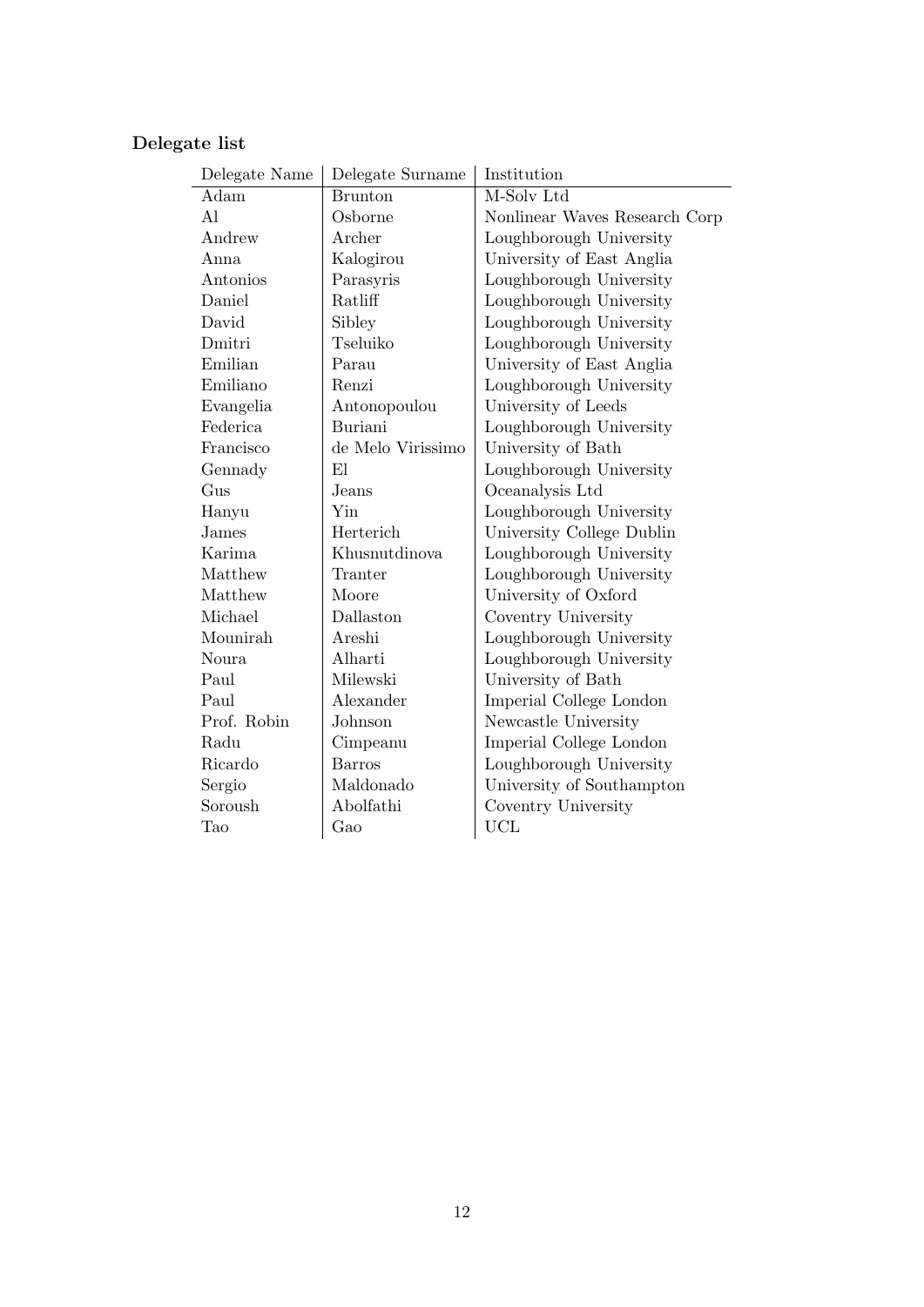**Delegate list**

| Delegate Name | Delegate Surname | Institution |
|---|---|---|
| Adam | Brunton | M-Solv Ltd |
| Al | Osborne | Nonlinear Waves Research Corp |
| Andrew | Archer | Loughborough University |
| Anna | Kalogirou | University of East Anglia |
| Antonios | Parasyris | Loughborough University |
| Daniel | Ratliff | Loughborough University |
| David | Sibley | Loughborough University |
| Dmitri | Tseluiko | Loughborough University |
| Emilian | Parau | University of East Anglia |
| Emiliano | Renzi | Loughborough University |
| Evangelia | Antonopoulou | University of Leeds |
| Federica | Buriani | Loughborough University |
| Francisco | de Melo Virissimo | University of Bath |
| Gennady | El | Loughborough University |
| Gus | Jeans | Oceanalysis Ltd |
| Hanyu | Yin | Loughborough University |
| James | Herterich | University College Dublin |
| Karima | Khusnutdinova | Loughborough University |
| Matthew | Tranter | Loughborough University |
| Matthew | Moore | University of Oxford |
| Michael | Dallaston | Coventry University |
| Mounirah | Areshi | Loughborough University |
| Noura | Alharti | Loughborough University |
| Paul | Milewski | University of Bath |
| Paul | Alexander | Imperial College London |
| Prof. Robin | Johnson | Newcastle University |
| Radu | Cimpeanu | Imperial College London |
| Ricardo | Barros | Loughborough University |
| Sergio | Maldonado | University of Southampton |
| Soroush | Abolfathi | Coventry University |
| Tao | Gao | UCL |